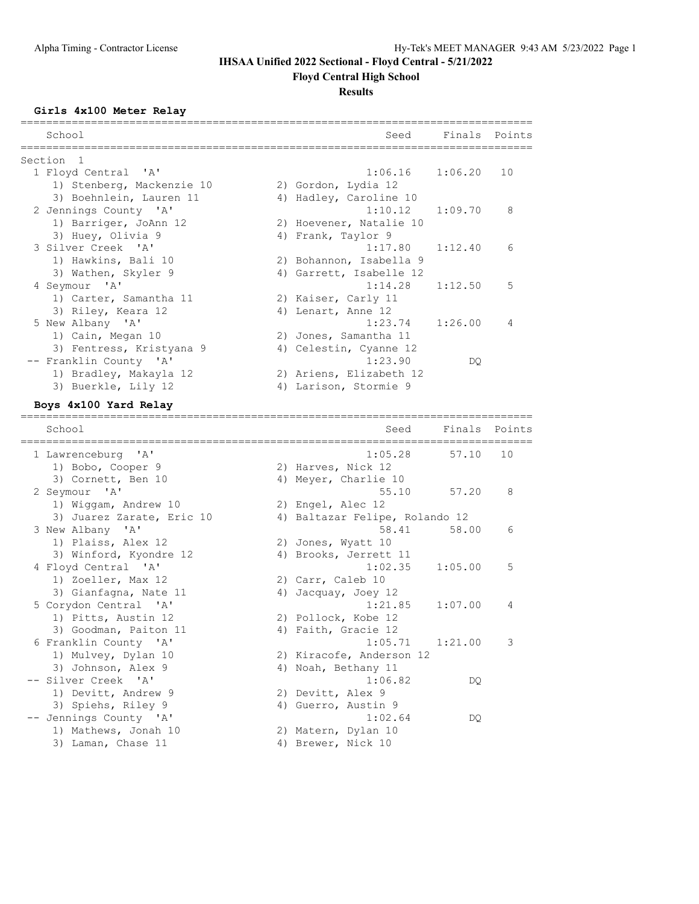# IHSAA Unified 2022 Sectional - Floyd Central - 5/21/2022

## Floyd Central High School

### Results

**Girls 4x100 Meter Relay**

| | School | Seed | Finals | Points |
|---|---|---|---|---|
| Section 1 | | | | |
| 1 | Floyd Central 'A' | 1:06.16 | 1:06.20 | 10 |
| | 1) Stenberg, Mackenzie 10; 2) Gordon, Lydia 12; 3) Boehnlein, Lauren 11; 4) Hadley, Caroline 10 | | | |
| 2 | Jennings County 'A' | 1:10.12 | 1:09.70 | 8 |
| | 1) Barriger, JoAnn 12; 2) Hoevener, Natalie 10; 3) Huey, Olivia 9; 4) Frank, Taylor 9 | | | |
| 3 | Silver Creek 'A' | 1:17.80 | 1:12.40 | 6 |
| | 1) Hawkins, Bali 10; 2) Bohannon, Isabella 9; 3) Wathen, Skyler 9; 4) Garrett, Isabelle 12 | | | |
| 4 | Seymour 'A' | 1:14.28 | 1:12.50 | 5 |
| | 1) Carter, Samantha 11; 2) Kaiser, Carly 11; 3) Riley, Keara 12; 4) Lenart, Anne 12 | | | |
| 5 | New Albany 'A' | 1:23.74 | 1:26.00 | 4 |
| | 1) Cain, Megan 10; 2) Jones, Samantha 11; 3) Fentress, Kristyana 9; 4) Celestin, Cyanne 12 | | | |
| -- | Franklin County 'A' | 1:23.90 | DQ | |
| | 1) Bradley, Makayla 12; 2) Ariens, Elizabeth 12; 3) Buerkle, Lily 12; 4) Larison, Stormie 9 | | | |

**Boys 4x100 Yard Relay**

| | School | Seed | Finals | Points |
|---|---|---|---|---|
| 1 | Lawrenceburg 'A' | 1:05.28 | 57.10 | 10 |
| | 1) Bobo, Cooper 9; 2) Harves, Nick 12; 3) Cornett, Ben 10; 4) Meyer, Charlie 10 | | | |
| 2 | Seymour 'A' | 55.10 | 57.20 | 8 |
| | 1) Wiggam, Andrew 10; 2) Engel, Alec 12; 3) Juarez Zarate, Eric 10; 4) Baltazar Felipe, Rolando 12 | | | |
| 3 | New Albany 'A' | 58.41 | 58.00 | 6 |
| | 1) Plaiss, Alex 12; 2) Jones, Wyatt 10; 3) Winford, Kyondre 12; 4) Brooks, Jerrett 11 | | | |
| 4 | Floyd Central 'A' | 1:02.35 | 1:05.00 | 5 |
| | 1) Zoeller, Max 12; 2) Carr, Caleb 10; 3) Gianfagna, Nate 11; 4) Jacquay, Joey 12 | | | |
| 5 | Corydon Central 'A' | 1:21.85 | 1:07.00 | 4 |
| | 1) Pitts, Austin 12; 2) Pollock, Kobe 12; 3) Goodman, Paiton 11; 4) Faith, Gracie 12 | | | |
| 6 | Franklin County 'A' | 1:05.71 | 1:21.00 | 3 |
| | 1) Mulvey, Dylan 10; 2) Kiracofe, Anderson 12; 3) Johnson, Alex 9; 4) Noah, Bethany 11 | | | |
| -- | Silver Creek 'A' | 1:06.82 | DQ | |
| | 1) Devitt, Andrew 9; 2) Devitt, Alex 9; 3) Spiehs, Riley 9; 4) Guerro, Austin 9 | | | |
| -- | Jennings County 'A' | 1:02.64 | DQ | |
| | 1) Mathews, Jonah 10; 2) Matern, Dylan 10; 3) Laman, Chase 11; 4) Brewer, Nick 10 | | | |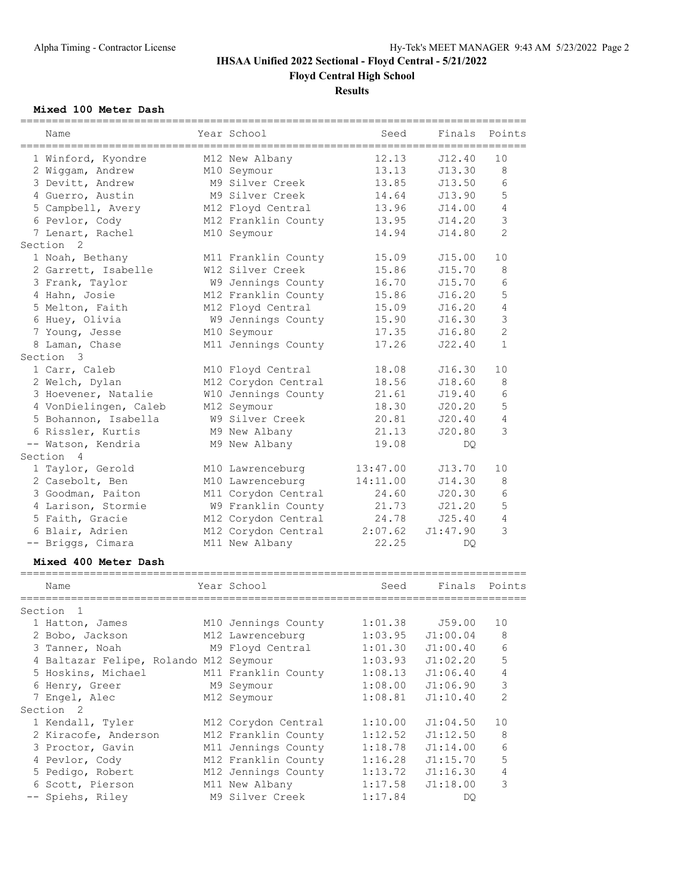IHSAA Unified 2022 Sectional - Floyd Central - 5/21/2022

Floyd Central High School

**Results**

### Mixed 100 Meter Dash

| Name | Year | School | Seed | Finals | Points |
|---|---|---|---|---|---|
| 1 Winford, Kyondre | M12 | New Albany | 12.13 | J12.40 | 10 |
| 2 Wiggam, Andrew | M10 | Seymour | 13.13 | J13.30 | 8 |
| 3 Devitt, Andrew | M9 | Silver Creek | 13.85 | J13.50 | 6 |
| 4 Guerro, Austin | M9 | Silver Creek | 14.64 | J13.90 | 5 |
| 5 Campbell, Avery | M12 | Floyd Central | 13.96 | J14.00 | 4 |
| 6 Pevlor, Cody | M12 | Franklin County | 13.95 | J14.20 | 3 |
| 7 Lenart, Rachel | M10 | Seymour | 14.94 | J14.80 | 2 |
| **Section 2** | | | | | |
| 1 Noah, Bethany | M11 | Franklin County | 15.09 | J15.00 | 10 |
| 2 Garrett, Isabelle | W12 | Silver Creek | 15.86 | J15.70 | 8 |
| 3 Frank, Taylor | W9 | Jennings County | 16.70 | J15.70 | 6 |
| 4 Hahn, Josie | M12 | Franklin County | 15.86 | J16.20 | 5 |
| 5 Melton, Faith | M12 | Floyd Central | 15.09 | J16.20 | 4 |
| 6 Huey, Olivia | W9 | Jennings County | 15.90 | J16.30 | 3 |
| 7 Young, Jesse | M10 | Seymour | 17.35 | J16.80 | 2 |
| 8 Laman, Chase | M11 | Jennings County | 17.26 | J22.40 | 1 |
| **Section 3** | | | | | |
| 1 Carr, Caleb | M10 | Floyd Central | 18.08 | J16.30 | 10 |
| 2 Welch, Dylan | M12 | Corydon Central | 18.56 | J18.60 | 8 |
| 3 Hoevener, Natalie | W10 | Jennings County | 21.61 | J19.40 | 6 |
| 4 VonDielingen, Caleb | M12 | Seymour | 18.30 | J20.20 | 5 |
| 5 Bohannon, Isabella | W9 | Silver Creek | 20.81 | J20.40 | 4 |
| 6 Rissler, Kurtis | M9 | New Albany | 21.13 | J20.80 | 3 |
| -- Watson, Kendria | M9 | New Albany | 19.08 | DQ | |
| **Section 4** | | | | | |
| 1 Taylor, Gerold | M10 | Lawrenceburg | 13:47.00 | J13.70 | 10 |
| 2 Casebolt, Ben | M10 | Lawrenceburg | 14:11.00 | J14.30 | 8 |
| 3 Goodman, Paiton | M11 | Corydon Central | 24.60 | J20.30 | 6 |
| 4 Larison, Stormie | W9 | Franklin County | 21.73 | J21.20 | 5 |
| 5 Faith, Gracie | M12 | Corydon Central | 24.78 | J25.40 | 4 |
| 6 Blair, Adrien | M12 | Corydon Central | 2:07.62 | J1:47.90 | 3 |
| -- Briggs, Cimara | M11 | New Albany | 22.25 | DQ | |

### Mixed 400 Meter Dash

| Name | Year | School | Seed | Finals | Points |
|---|---|---|---|---|---|
| **Section 1** | | | | | |
| 1 Hatton, James | M10 | Jennings County | 1:01.38 | J59.00 | 10 |
| 2 Bobo, Jackson | M12 | Lawrenceburg | 1:03.95 | J1:00.04 | 8 |
| 3 Tanner, Noah | M9 | Floyd Central | 1:01.30 | J1:00.40 | 6 |
| 4 Baltazar Felipe, Rolando | M12 | Seymour | 1:03.93 | J1:02.20 | 5 |
| 5 Hoskins, Michael | M11 | Franklin County | 1:08.13 | J1:06.40 | 4 |
| 6 Henry, Greer | M9 | Seymour | 1:08.00 | J1:06.90 | 3 |
| 7 Engel, Alec | M12 | Seymour | 1:08.81 | J1:10.40 | 2 |
| **Section 2** | | | | | |
| 1 Kendall, Tyler | M12 | Corydon Central | 1:10.00 | J1:04.50 | 10 |
| 2 Kiracofe, Anderson | M12 | Franklin County | 1:12.52 | J1:12.50 | 8 |
| 3 Proctor, Gavin | M11 | Jennings County | 1:18.78 | J1:14.00 | 6 |
| 4 Pevlor, Cody | M12 | Franklin County | 1:16.28 | J1:15.70 | 5 |
| 5 Pedigo, Robert | M12 | Jennings County | 1:13.72 | J1:16.30 | 4 |
| 6 Scott, Pierson | M11 | New Albany | 1:17.58 | J1:18.00 | 3 |
| -- Spiehs, Riley | M9 | Silver Creek | 1:17.84 | DQ | |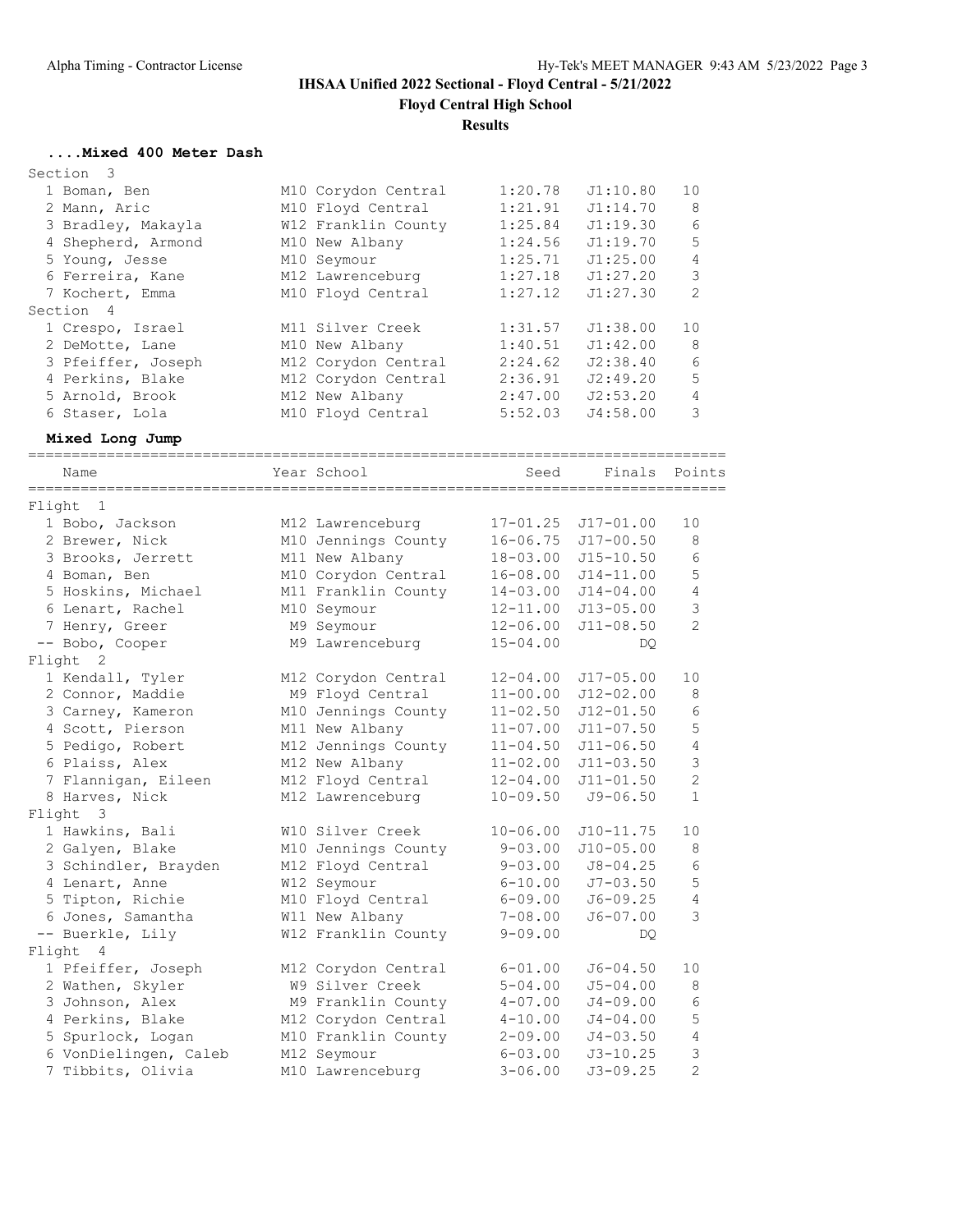# IHSAA Unified 2022 Sectional - Floyd Central - 5/21/2022

**Floyd Central High School**

**Results**

### ....Mixed 400 Meter Dash

| | Name | Year School | Seed | Finals | Points |
|---|---|---|---|---|---|
| **Section 3** | | | | | |
| 1 | Boman, Ben | M10 Corydon Central | 1:20.78 | J1:10.80 | 10 |
| 2 | Mann, Aric | M10 Floyd Central | 1:21.91 | J1:14.70 | 8 |
| 3 | Bradley, Makayla | W12 Franklin County | 1:25.84 | J1:19.30 | 6 |
| 4 | Shepherd, Armond | M10 New Albany | 1:24.56 | J1:19.70 | 5 |
| 5 | Young, Jesse | M10 Seymour | 1:25.71 | J1:25.00 | 4 |
| 6 | Ferreira, Kane | M12 Lawrenceburg | 1:27.18 | J1:27.20 | 3 |
| 7 | Kochert, Emma | M10 Floyd Central | 1:27.12 | J1:27.30 | 2 |
| **Section 4** | | | | | |
| 1 | Crespo, Israel | M11 Silver Creek | 1:31.57 | J1:38.00 | 10 |
| 2 | DeMotte, Lane | M10 New Albany | 1:40.51 | J1:42.00 | 8 |
| 3 | Pfeiffer, Joseph | M12 Corydon Central | 2:24.62 | J2:38.40 | 6 |
| 4 | Perkins, Blake | M12 Corydon Central | 2:36.91 | J2:49.20 | 5 |
| 5 | Arnold, Brook | M12 New Albany | 2:47.00 | J2:53.20 | 4 |
| 6 | Staser, Lola | M10 Floyd Central | 5:52.03 | J4:58.00 | 3 |

### Mixed Long Jump

| | Name | Year School | Seed | Finals | Points |
|---|---|---|---|---|---|
| **Flight 1** | | | | | |
| 1 | Bobo, Jackson | M12 Lawrenceburg | 17-01.25 | J17-01.00 | 10 |
| 2 | Brewer, Nick | M10 Jennings County | 16-06.75 | J17-00.50 | 8 |
| 3 | Brooks, Jerrett | M11 New Albany | 18-03.00 | J15-10.50 | 6 |
| 4 | Boman, Ben | M10 Corydon Central | 16-08.00 | J14-11.00 | 5 |
| 5 | Hoskins, Michael | M11 Franklin County | 14-03.00 | J14-04.00 | 4 |
| 6 | Lenart, Rachel | M10 Seymour | 12-11.00 | J13-05.00 | 3 |
| 7 | Henry, Greer | M9 Seymour | 12-06.00 | J11-08.50 | 2 |
| -- | Bobo, Cooper | M9 Lawrenceburg | 15-04.00 | DQ | |
| **Flight 2** | | | | | |
| 1 | Kendall, Tyler | M12 Corydon Central | 12-04.00 | J17-05.00 | 10 |
| 2 | Connor, Maddie | M9 Floyd Central | 11-00.00 | J12-02.00 | 8 |
| 3 | Carney, Kameron | M10 Jennings County | 11-02.50 | J12-01.50 | 6 |
| 4 | Scott, Pierson | M11 New Albany | 11-07.00 | J11-07.50 | 5 |
| 5 | Pedigo, Robert | M12 Jennings County | 11-04.50 | J11-06.50 | 4 |
| 6 | Plaiss, Alex | M12 New Albany | 11-02.00 | J11-03.50 | 3 |
| 7 | Flannigan, Eileen | M12 Floyd Central | 12-04.00 | J11-01.50 | 2 |
| 8 | Harves, Nick | M12 Lawrenceburg | 10-09.50 | J9-06.50 | 1 |
| **Flight 3** | | | | | |
| 1 | Hawkins, Bali | W10 Silver Creek | 10-06.00 | J10-11.75 | 10 |
| 2 | Galyen, Blake | M10 Jennings County | 9-03.00 | J10-05.00 | 8 |
| 3 | Schindler, Brayden | M12 Floyd Central | 9-03.00 | J8-04.25 | 6 |
| 4 | Lenart, Anne | W12 Seymour | 6-10.00 | J7-03.50 | 5 |
| 5 | Tipton, Richie | M10 Floyd Central | 6-09.00 | J6-09.25 | 4 |
| 6 | Jones, Samantha | W11 New Albany | 7-08.00 | J6-07.00 | 3 |
| -- | Buerkle, Lily | W12 Franklin County | 9-09.00 | DQ | |
| **Flight 4** | | | | | |
| 1 | Pfeiffer, Joseph | M12 Corydon Central | 6-01.00 | J6-04.50 | 10 |
| 2 | Wathen, Skyler | W9 Silver Creek | 5-04.00 | J5-04.00 | 8 |
| 3 | Johnson, Alex | M9 Franklin County | 4-07.00 | J4-09.00 | 6 |
| 4 | Perkins, Blake | M12 Corydon Central | 4-10.00 | J4-04.00 | 5 |
| 5 | Spurlock, Logan | M10 Franklin County | 2-09.00 | J4-03.50 | 4 |
| 6 | VonDielingen, Caleb | M12 Seymour | 6-03.00 | J3-10.25 | 3 |
| 7 | Tibbits, Olivia | M10 Lawrenceburg | 3-06.00 | J3-09.25 | 2 |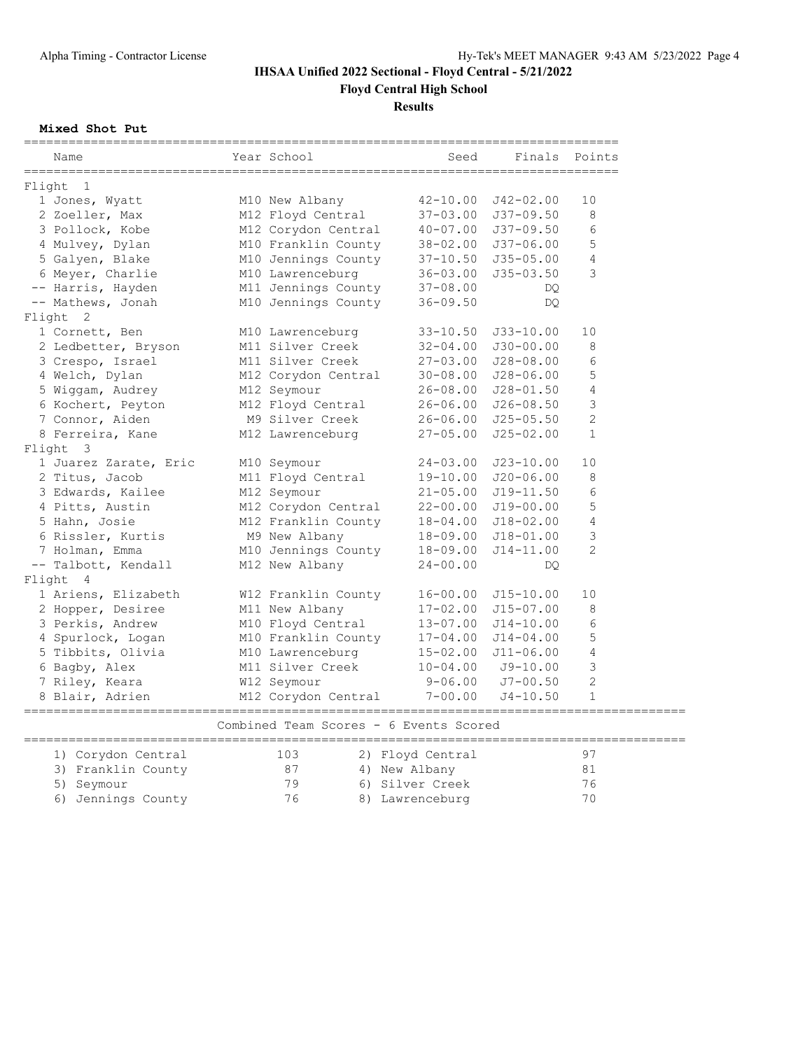# IHSAA Unified 2022 Sectional - Floyd Central - 5/21/2022

## Floyd Central High School

### Results

**Mixed Shot Put**

| Name | Year | School | Seed | Finals | Points |
|---|---|---|---|---|---|
| **Flight 1** | | | | | |
| 1 Jones, Wyatt | M10 | New Albany | 42-10.00 | J42-02.00 | 10 |
| 2 Zoeller, Max | M12 | Floyd Central | 37-03.00 | J37-09.50 | 8 |
| 3 Pollock, Kobe | M12 | Corydon Central | 40-07.00 | J37-09.50 | 6 |
| 4 Mulvey, Dylan | M10 | Franklin County | 38-02.00 | J37-06.00 | 5 |
| 5 Galyen, Blake | M10 | Jennings County | 37-10.50 | J35-05.00 | 4 |
| 6 Meyer, Charlie | M10 | Lawrenceburg | 36-03.00 | J35-03.50 | 3 |
| -- Harris, Hayden | M11 | Jennings County | 37-08.00 | DQ | |
| -- Mathews, Jonah | M10 | Jennings County | 36-09.50 | DQ | |
| **Flight 2** | | | | | |
| 1 Cornett, Ben | M10 | Lawrenceburg | 33-10.50 | J33-10.00 | 10 |
| 2 Ledbetter, Bryson | M11 | Silver Creek | 32-04.00 | J30-00.00 | 8 |
| 3 Crespo, Israel | M11 | Silver Creek | 27-03.00 | J28-08.00 | 6 |
| 4 Welch, Dylan | M12 | Corydon Central | 30-08.00 | J28-06.00 | 5 |
| 5 Wiggam, Audrey | M12 | Seymour | 26-08.00 | J28-01.50 | 4 |
| 6 Kochert, Peyton | M12 | Floyd Central | 26-06.00 | J26-08.50 | 3 |
| 7 Connor, Aiden | M9 | Silver Creek | 26-06.00 | J25-05.50 | 2 |
| 8 Ferreira, Kane | M12 | Lawrenceburg | 27-05.00 | J25-02.00 | 1 |
| **Flight 3** | | | | | |
| 1 Juarez Zarate, Eric | M10 | Seymour | 24-03.00 | J23-10.00 | 10 |
| 2 Titus, Jacob | M11 | Floyd Central | 19-10.00 | J20-06.00 | 8 |
| 3 Edwards, Kailee | M12 | Seymour | 21-05.00 | J19-11.50 | 6 |
| 4 Pitts, Austin | M12 | Corydon Central | 22-00.00 | J19-00.00 | 5 |
| 5 Hahn, Josie | M12 | Franklin County | 18-04.00 | J18-02.00 | 4 |
| 6 Rissler, Kurtis | M9 | New Albany | 18-09.00 | J18-01.00 | 3 |
| 7 Holman, Emma | M10 | Jennings County | 18-09.00 | J14-11.00 | 2 |
| -- Talbott, Kendall | M12 | New Albany | 24-00.00 | DQ | |
| **Flight 4** | | | | | |
| 1 Ariens, Elizabeth | W12 | Franklin County | 16-00.00 | J15-10.00 | 10 |
| 2 Hopper, Desiree | M11 | New Albany | 17-02.00 | J15-07.00 | 8 |
| 3 Perkis, Andrew | M10 | Floyd Central | 13-07.00 | J14-10.00 | 6 |
| 4 Spurlock, Logan | M10 | Franklin County | 17-04.00 | J14-04.00 | 5 |
| 5 Tibbits, Olivia | M10 | Lawrenceburg | 15-02.00 | J11-06.00 | 4 |
| 6 Bagby, Alex | M11 | Silver Creek | 10-04.00 | J9-10.00 | 3 |
| 7 Riley, Keara | W12 | Seymour | 9-06.00 | J7-00.50 | 2 |
| 8 Blair, Adrien | M12 | Corydon Central | 7-00.00 | J4-10.50 | 1 |

**Combined Team Scores - 6 Events Scored**

| | | | |
|---|---|---|---|
| 1) Corydon Central | 103 | 2) Floyd Central | 97 |
| 3) Franklin County | 87 | 4) New Albany | 81 |
| 5) Seymour | 79 | 6) Silver Creek | 76 |
| 6) Jennings County | 76 | 8) Lawrenceburg | 70 |